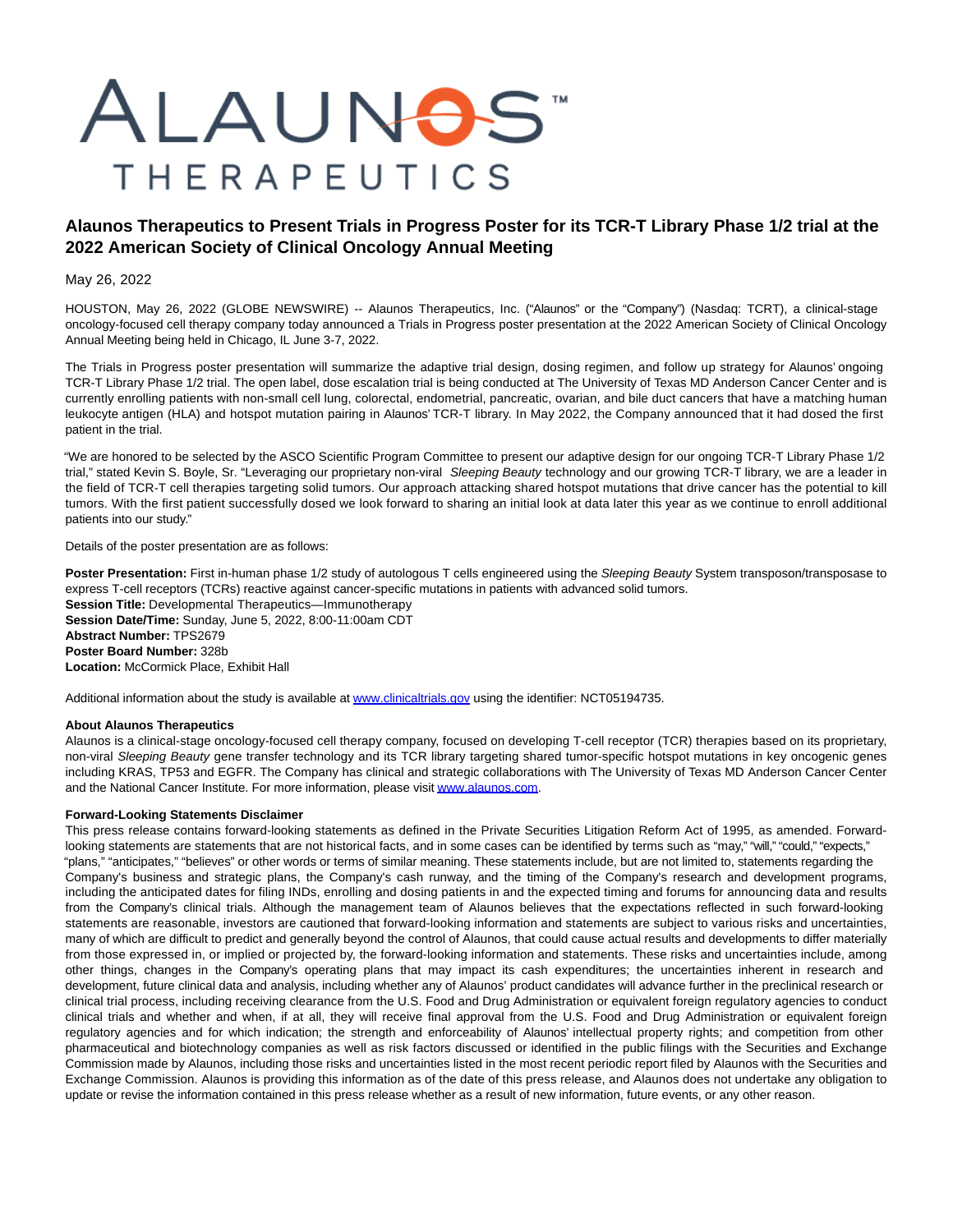# Alaunos Therapeutics to Present Trials in Progress Poster for its TCR-T Library Phase 1/2 trial at the 2022 American Society of Clinical Oncology Annual Meeting

May 26, 2022

HOUSTON, May 26, 2022 (GLOBE NEWSWIRE) -- Alaunos Therapeutics, Inc. ("Alaunos" or the "Company") (Nasdaq: TCRT), a clinical-stage oncology-focused cell therapy company today announced a Trials in Progress poster presentation at the 2022 American Society of Clinical Oncology Annual Meeting being held in Chicago, IL June 3-7, 2022.

The Trials in Progress poster presentation will summarize the adaptive trial design, dosing regimen, and follow up strategy for Alaunos' ongoing TCR-T Library Phase 1/2 trial. The open label, dose escalation trial is being conducted at The University of Texas MD Anderson Cancer Center and is currently enrolling patients with non-small cell lung, colorectal, endometrial, pancreatic, ovarian, and bile duct cancers that have a matching human leukocyte antigen (HLA) and hotspot mutation pairing in Alaunos' TCR-T library. In May 2022, the Company announced that it had dosed the first patient in the trial.

"We are honored to be selected by the ASCO Scientific Program Committee to present our adaptive design for our ongoing TCR-T Library Phase 1/2 trial," stated Kevin S. Boyle, Sr. "Leveraging our proprietary non-viral *Sleeping Beauty* technology and our growing TCR-T library, we are a leader in the field of TCR-T cell therapies targeting solid tumors. Our approach attacking shared hotspot mutations that drive cancer has the potential to kill tumors. With the first patient successfully dosed we look forward to sharing an initial look at data later this year as we continue to enroll additional patients into our study."

Details of the poster presentation are as follows:

**Poster Presentation:** First in-human phase 1/2 study of autologous T cells engineered using the *Sleeping Beauty* System transposon/transposase to express T-cell receptors (TCRs) reactive against cancer-specific mutations in patients with advanced solid tumors.
**Session Title:** Developmental Therapeutics—Immunotherapy
**Session Date/Time:** Sunday, June 5, 2022, 8:00-11:00am CDT
**Abstract Number:** TPS2679
**Poster Board Number:** 328b
**Location:** McCormick Place, Exhibit Hall

Additional information about the study is available at www.clinicaltrials.gov using the identifier: NCT05194735.

**About Alaunos Therapeutics**
Alaunos is a clinical-stage oncology-focused cell therapy company, focused on developing T-cell receptor (TCR) therapies based on its proprietary, non-viral *Sleeping Beauty* gene transfer technology and its TCR library targeting shared tumor-specific hotspot mutations in key oncogenic genes including KRAS, TP53 and EGFR. The Company has clinical and strategic collaborations with The University of Texas MD Anderson Cancer Center and the National Cancer Institute. For more information, please visit www.alaunos.com.

**Forward-Looking Statements Disclaimer**
This press release contains forward-looking statements as defined in the Private Securities Litigation Reform Act of 1995, as amended. Forward-looking statements are statements that are not historical facts, and in some cases can be identified by terms such as "may," "will," "could," "expects," "plans," "anticipates," "believes" or other words or terms of similar meaning. These statements include, but are not limited to, statements regarding the Company's business and strategic plans, the Company's cash runway, and the timing of the Company's research and development programs, including the anticipated dates for filing INDs, enrolling and dosing patients in and the expected timing and forums for announcing data and results from the Company's clinical trials. Although the management team of Alaunos believes that the expectations reflected in such forward-looking statements are reasonable, investors are cautioned that forward-looking information and statements are subject to various risks and uncertainties, many of which are difficult to predict and generally beyond the control of Alaunos, that could cause actual results and developments to differ materially from those expressed in, or implied or projected by, the forward-looking information and statements. These risks and uncertainties include, among other things, changes in the Company's operating plans that may impact its cash expenditures; the uncertainties inherent in research and development, future clinical data and analysis, including whether any of Alaunos' product candidates will advance further in the preclinical research or clinical trial process, including receiving clearance from the U.S. Food and Drug Administration or equivalent foreign regulatory agencies to conduct clinical trials and whether and when, if at all, they will receive final approval from the U.S. Food and Drug Administration or equivalent foreign regulatory agencies and for which indication; the strength and enforceability of Alaunos' intellectual property rights; and competition from other pharmaceutical and biotechnology companies as well as risk factors discussed or identified in the public filings with the Securities and Exchange Commission made by Alaunos, including those risks and uncertainties listed in the most recent periodic report filed by Alaunos with the Securities and Exchange Commission. Alaunos is providing this information as of the date of this press release, and Alaunos does not undertake any obligation to update or revise the information contained in this press release whether as a result of new information, future events, or any other reason.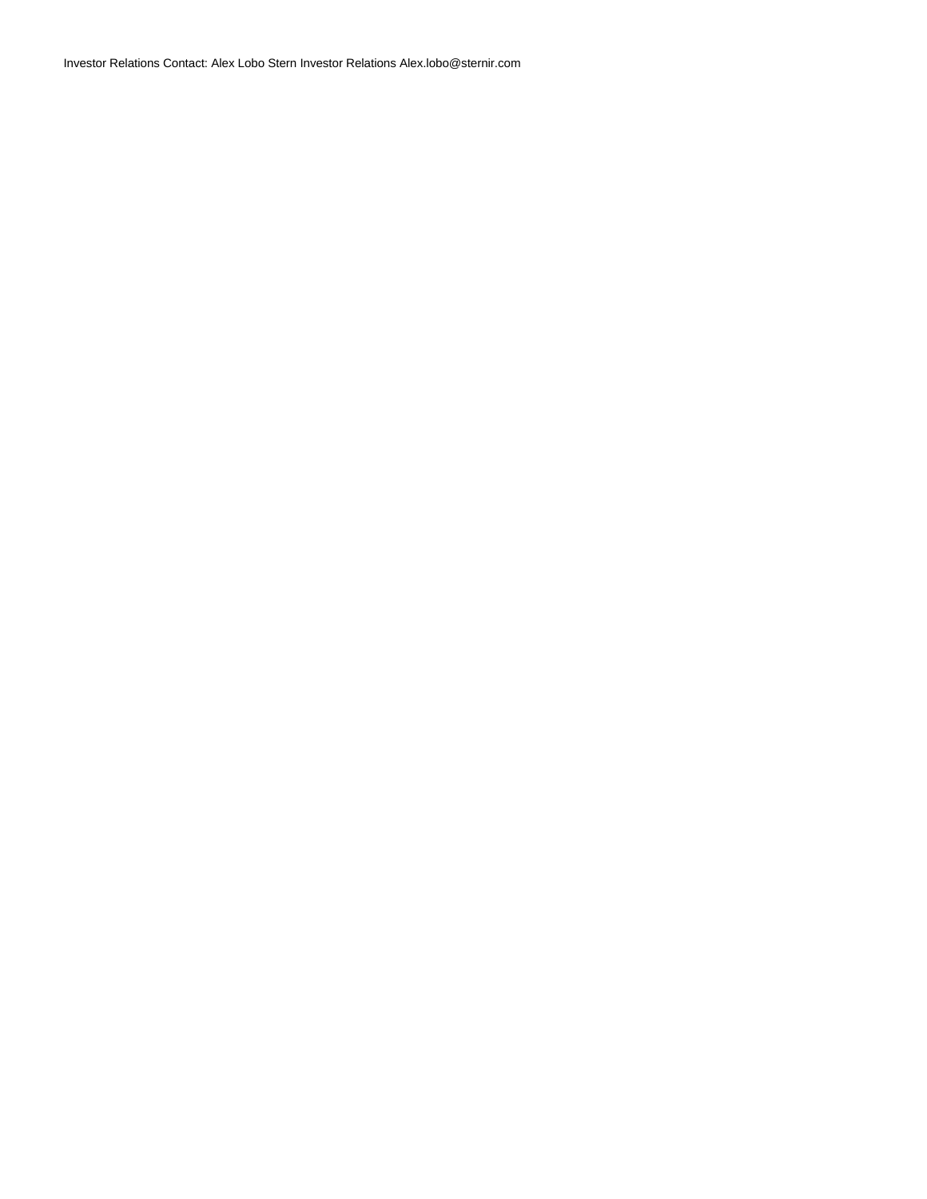Investor Relations Contact: Alex Lobo Stern Investor Relations Alex.lobo@sternir.com